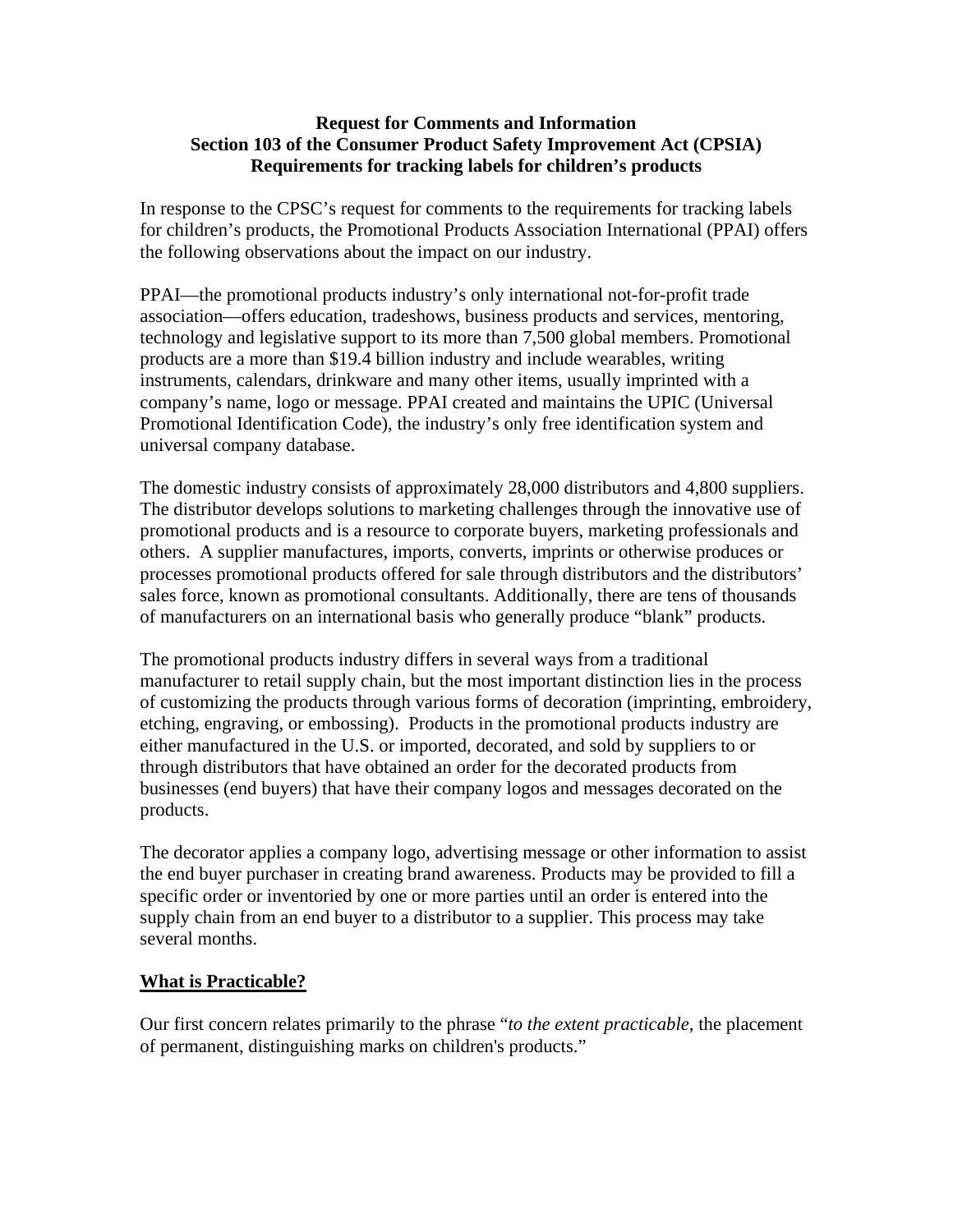**Request for Comments and Information**
**Section 103 of the Consumer Product Safety Improvement Act (CPSIA)**
**Requirements for tracking labels for children's products**

In response to the CPSC's request for comments to the requirements for tracking labels for children's products, the Promotional Products Association International (PPAI) offers the following observations about the impact on our industry.

PPAI—the promotional products industry's only international not-for-profit trade association—offers education, tradeshows, business products and services, mentoring, technology and legislative support to its more than 7,500 global members. Promotional products are a more than $19.4 billion industry and include wearables, writing instruments, calendars, drinkware and many other items, usually imprinted with a company's name, logo or message. PPAI created and maintains the UPIC (Universal Promotional Identification Code), the industry's only free identification system and universal company database.

The domestic industry consists of approximately 28,000 distributors and 4,800 suppliers. The distributor develops solutions to marketing challenges through the innovative use of promotional products and is a resource to corporate buyers, marketing professionals and others. A supplier manufactures, imports, converts, imprints or otherwise produces or processes promotional products offered for sale through distributors and the distributors' sales force, known as promotional consultants. Additionally, there are tens of thousands of manufacturers on an international basis who generally produce "blank" products.

The promotional products industry differs in several ways from a traditional manufacturer to retail supply chain, but the most important distinction lies in the process of customizing the products through various forms of decoration (imprinting, embroidery, etching, engraving, or embossing). Products in the promotional products industry are either manufactured in the U.S. or imported, decorated, and sold by suppliers to or through distributors that have obtained an order for the decorated products from businesses (end buyers) that have their company logos and messages decorated on the products.

The decorator applies a company logo, advertising message or other information to assist the end buyer purchaser in creating brand awareness. Products may be provided to fill a specific order or inventoried by one or more parties until an order is entered into the supply chain from an end buyer to a distributor to a supplier. This process may take several months.

## What is Practicable?

Our first concern relates primarily to the phrase "*to the extent practicable*, the placement of permanent, distinguishing marks on children's products."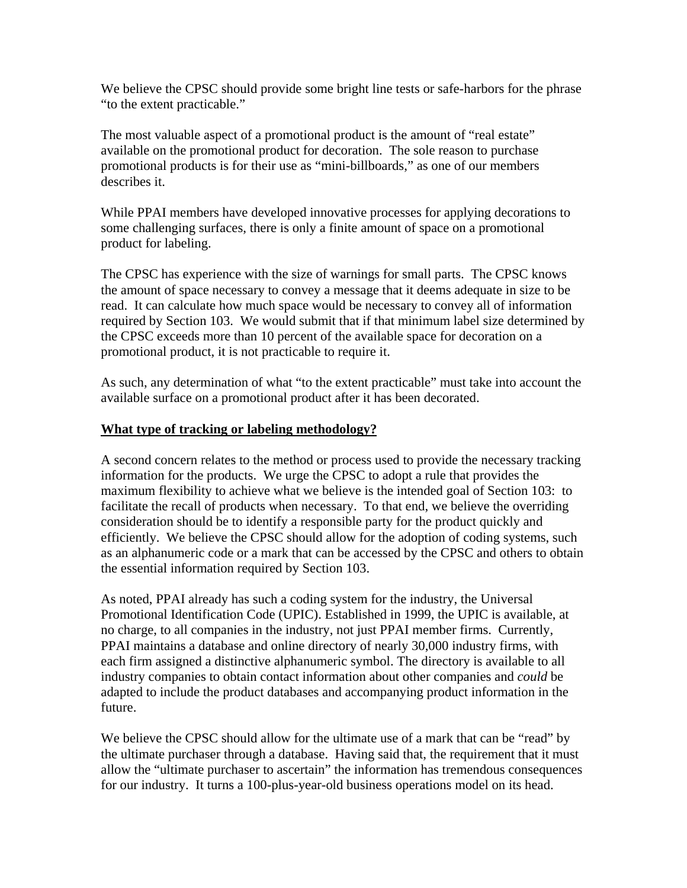We believe the CPSC should provide some bright line tests or safe-harbors for the phrase "to the extent practicable."

The most valuable aspect of a promotional product is the amount of "real estate" available on the promotional product for decoration. The sole reason to purchase promotional products is for their use as "mini-billboards," as one of our members describes it.

While PPAI members have developed innovative processes for applying decorations to some challenging surfaces, there is only a finite amount of space on a promotional product for labeling.

The CPSC has experience with the size of warnings for small parts. The CPSC knows the amount of space necessary to convey a message that it deems adequate in size to be read. It can calculate how much space would be necessary to convey all of information required by Section 103. We would submit that if that minimum label size determined by the CPSC exceeds more than 10 percent of the available space for decoration on a promotional product, it is not practicable to require it.

As such, any determination of what "to the extent practicable" must take into account the available surface on a promotional product after it has been decorated.

**<u>What type of tracking or labeling methodology?</u>**

A second concern relates to the method or process used to provide the necessary tracking information for the products. We urge the CPSC to adopt a rule that provides the maximum flexibility to achieve what we believe is the intended goal of Section 103: to facilitate the recall of products when necessary. To that end, we believe the overriding consideration should be to identify a responsible party for the product quickly and efficiently. We believe the CPSC should allow for the adoption of coding systems, such as an alphanumeric code or a mark that can be accessed by the CPSC and others to obtain the essential information required by Section 103.

As noted, PPAI already has such a coding system for the industry, the Universal Promotional Identification Code (UPIC). Established in 1999, the UPIC is available, at no charge, to all companies in the industry, not just PPAI member firms. Currently, PPAI maintains a database and online directory of nearly 30,000 industry firms, with each firm assigned a distinctive alphanumeric symbol. The directory is available to all industry companies to obtain contact information about other companies and *could* be adapted to include the product databases and accompanying product information in the future.

We believe the CPSC should allow for the ultimate use of a mark that can be "read" by the ultimate purchaser through a database. Having said that, the requirement that it must allow the "ultimate purchaser to ascertain" the information has tremendous consequences for our industry. It turns a 100-plus-year-old business operations model on its head.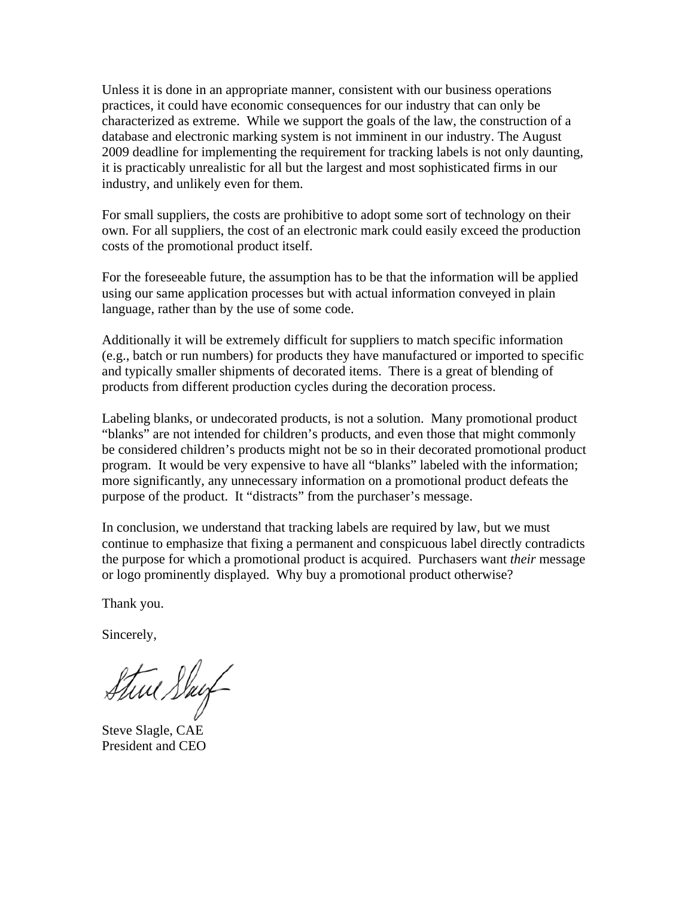Unless it is done in an appropriate manner, consistent with our business operations practices, it could have economic consequences for our industry that can only be characterized as extreme. While we support the goals of the law, the construction of a database and electronic marking system is not imminent in our industry. The August 2009 deadline for implementing the requirement for tracking labels is not only daunting, it is practicably unrealistic for all but the largest and most sophisticated firms in our industry, and unlikely even for them.

For small suppliers, the costs are prohibitive to adopt some sort of technology on their own. For all suppliers, the cost of an electronic mark could easily exceed the production costs of the promotional product itself.

For the foreseeable future, the assumption has to be that the information will be applied using our same application processes but with actual information conveyed in plain language, rather than by the use of some code.

Additionally it will be extremely difficult for suppliers to match specific information (e.g., batch or run numbers) for products they have manufactured or imported to specific and typically smaller shipments of decorated items. There is a great of blending of products from different production cycles during the decoration process.

Labeling blanks, or undecorated products, is not a solution. Many promotional product "blanks" are not intended for children's products, and even those that might commonly be considered children's products might not be so in their decorated promotional product program. It would be very expensive to have all "blanks" labeled with the information; more significantly, any unnecessary information on a promotional product defeats the purpose of the product. It "distracts" from the purchaser's message.

In conclusion, we understand that tracking labels are required by law, but we must continue to emphasize that fixing a permanent and conspicuous label directly contradicts the purpose for which a promotional product is acquired. Purchasers want *their* message or logo prominently displayed. Why buy a promotional product otherwise?

Thank you.

Sincerely,

Steve Slagle, CAE
President and CEO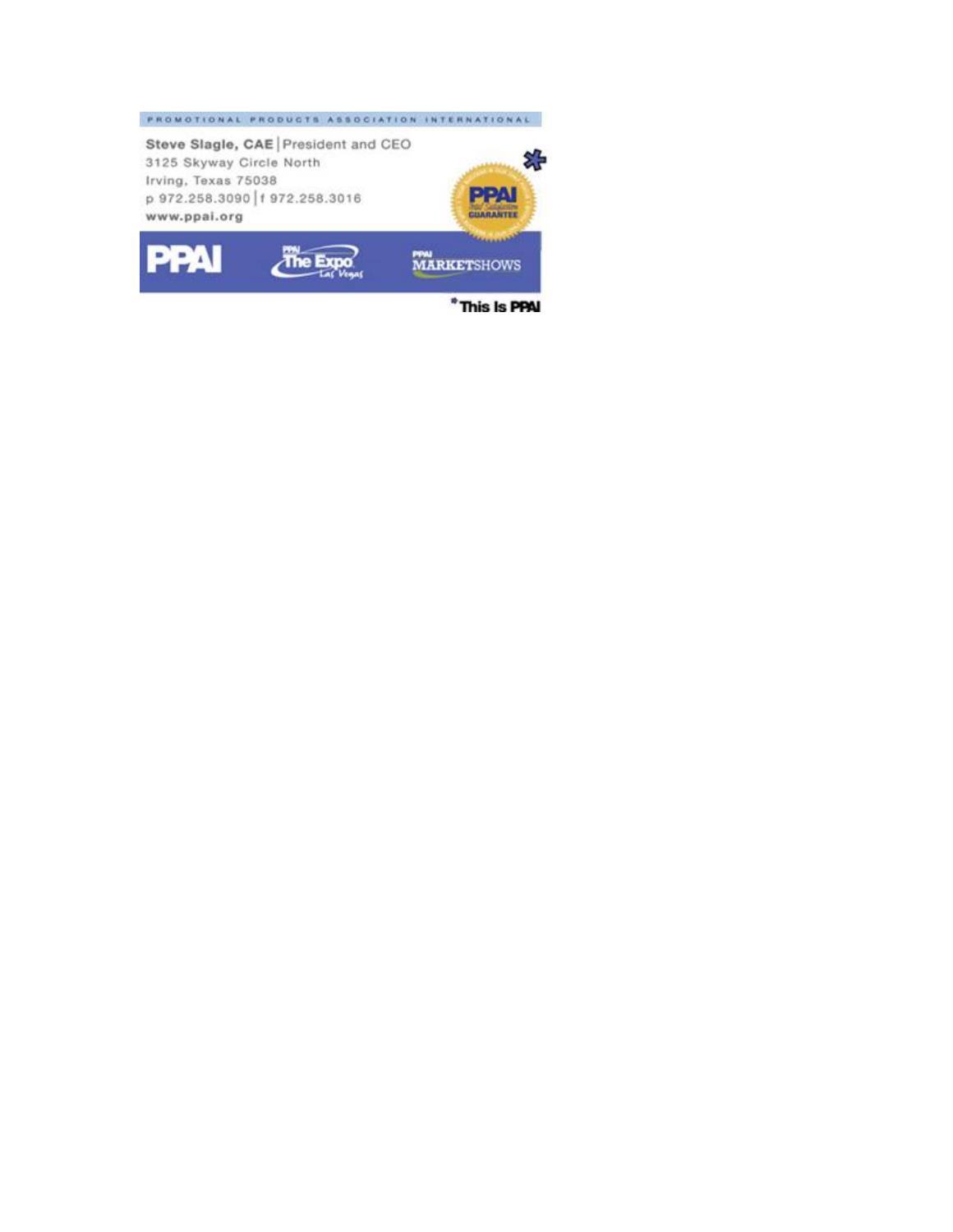PROMOTIONAL PRODUCTS ASSOCIATION INTERNATIONAL

**Steve Slagle, CAE** | President and CEO
3125 Skyway Circle North
Irving, Texas 75038
p 972.258.3090 | f 972.258.3016
**www.ppai.org**

PPAI Total Satisfaction GUARANTEE

PPAI | PPAI The Expo Las Vegas | PPAI MARKETSHOWS

*This Is PPAI